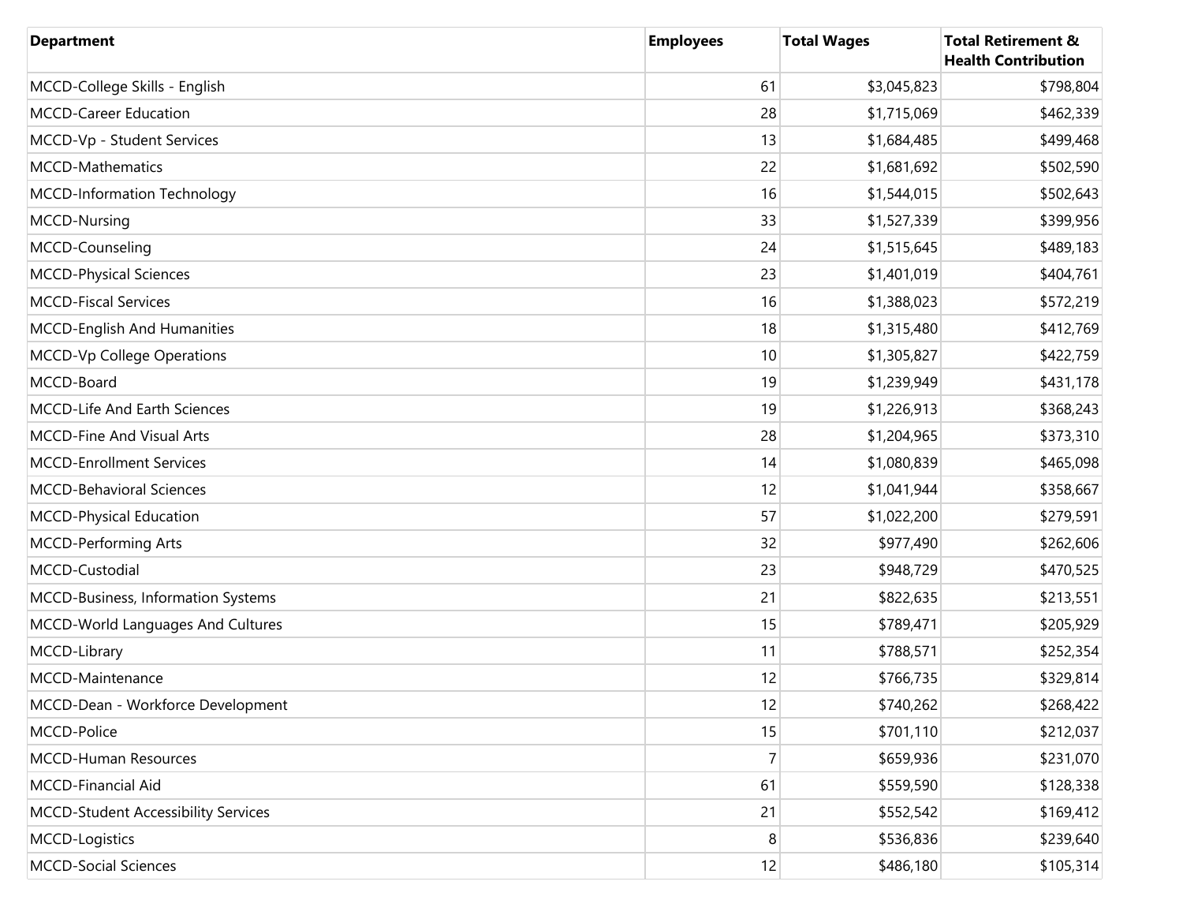| Department | Employees | Total Wages | Total Retirement & Health Contribution |
| --- | --- | --- | --- |
| MCCD-College Skills - English | 61 | $3,045,823 | $798,804 |
| MCCD-Career Education | 28 | $1,715,069 | $462,339 |
| MCCD-Vp - Student Services | 13 | $1,684,485 | $499,468 |
| MCCD-Mathematics | 22 | $1,681,692 | $502,590 |
| MCCD-Information Technology | 16 | $1,544,015 | $502,643 |
| MCCD-Nursing | 33 | $1,527,339 | $399,956 |
| MCCD-Counseling | 24 | $1,515,645 | $489,183 |
| MCCD-Physical Sciences | 23 | $1,401,019 | $404,761 |
| MCCD-Fiscal Services | 16 | $1,388,023 | $572,219 |
| MCCD-English And Humanities | 18 | $1,315,480 | $412,769 |
| MCCD-Vp College Operations | 10 | $1,305,827 | $422,759 |
| MCCD-Board | 19 | $1,239,949 | $431,178 |
| MCCD-Life And Earth Sciences | 19 | $1,226,913 | $368,243 |
| MCCD-Fine And Visual Arts | 28 | $1,204,965 | $373,310 |
| MCCD-Enrollment Services | 14 | $1,080,839 | $465,098 |
| MCCD-Behavioral Sciences | 12 | $1,041,944 | $358,667 |
| MCCD-Physical Education | 57 | $1,022,200 | $279,591 |
| MCCD-Performing Arts | 32 | $977,490 | $262,606 |
| MCCD-Custodial | 23 | $948,729 | $470,525 |
| MCCD-Business, Information Systems | 21 | $822,635 | $213,551 |
| MCCD-World Languages And Cultures | 15 | $789,471 | $205,929 |
| MCCD-Library | 11 | $788,571 | $252,354 |
| MCCD-Maintenance | 12 | $766,735 | $329,814 |
| MCCD-Dean - Workforce Development | 12 | $740,262 | $268,422 |
| MCCD-Police | 15 | $701,110 | $212,037 |
| MCCD-Human Resources | 7 | $659,936 | $231,070 |
| MCCD-Financial Aid | 61 | $559,590 | $128,338 |
| MCCD-Student Accessibility Services | 21 | $552,542 | $169,412 |
| MCCD-Logistics | 8 | $536,836 | $239,640 |
| MCCD-Social Sciences | 12 | $486,180 | $105,314 |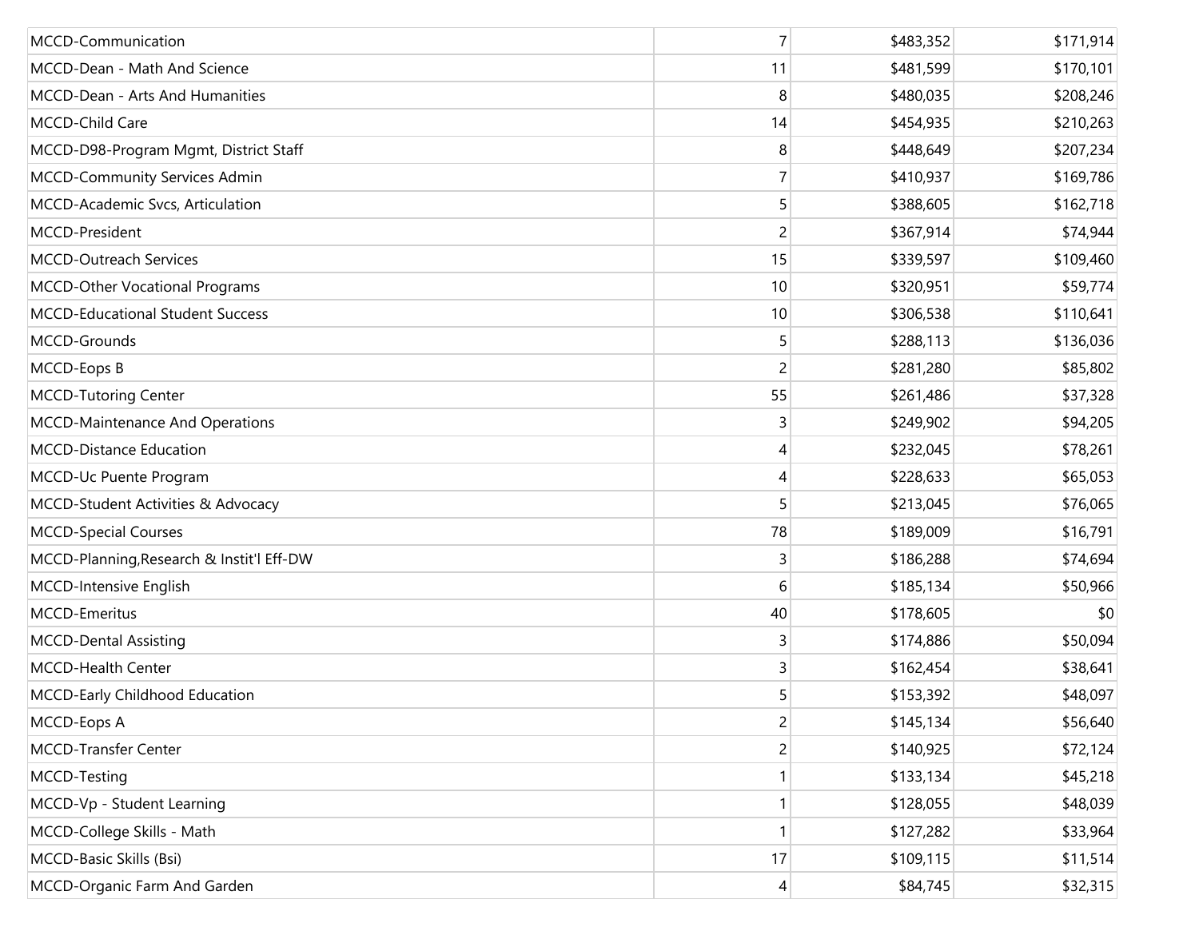| | | | |
|---|---|---|---|
| MCCD-Communication | 7 | $483,352 | $171,914 |
| MCCD-Dean - Math And Science | 11 | $481,599 | $170,101 |
| MCCD-Dean - Arts And Humanities | 8 | $480,035 | $208,246 |
| MCCD-Child Care | 14 | $454,935 | $210,263 |
| MCCD-D98-Program Mgmt, District Staff | 8 | $448,649 | $207,234 |
| MCCD-Community Services Admin | 7 | $410,937 | $169,786 |
| MCCD-Academic Svcs, Articulation | 5 | $388,605 | $162,718 |
| MCCD-President | 2 | $367,914 | $74,944 |
| MCCD-Outreach Services | 15 | $339,597 | $109,460 |
| MCCD-Other Vocational Programs | 10 | $320,951 | $59,774 |
| MCCD-Educational Student Success | 10 | $306,538 | $110,641 |
| MCCD-Grounds | 5 | $288,113 | $136,036 |
| MCCD-Eops B | 2 | $281,280 | $85,802 |
| MCCD-Tutoring Center | 55 | $261,486 | $37,328 |
| MCCD-Maintenance And Operations | 3 | $249,902 | $94,205 |
| MCCD-Distance Education | 4 | $232,045 | $78,261 |
| MCCD-Uc Puente Program | 4 | $228,633 | $65,053 |
| MCCD-Student Activities & Advocacy | 5 | $213,045 | $76,065 |
| MCCD-Special Courses | 78 | $189,009 | $16,791 |
| MCCD-Planning,Research & Instit'l Eff-DW | 3 | $186,288 | $74,694 |
| MCCD-Intensive English | 6 | $185,134 | $50,966 |
| MCCD-Emeritus | 40 | $178,605 | $0 |
| MCCD-Dental Assisting | 3 | $174,886 | $50,094 |
| MCCD-Health Center | 3 | $162,454 | $38,641 |
| MCCD-Early Childhood Education | 5 | $153,392 | $48,097 |
| MCCD-Eops A | 2 | $145,134 | $56,640 |
| MCCD-Transfer Center | 2 | $140,925 | $72,124 |
| MCCD-Testing | 1 | $133,134 | $45,218 |
| MCCD-Vp - Student Learning | 1 | $128,055 | $48,039 |
| MCCD-College Skills - Math | 1 | $127,282 | $33,964 |
| MCCD-Basic Skills (Bsi) | 17 | $109,115 | $11,514 |
| MCCD-Organic Farm And Garden | 4 | $84,745 | $32,315 |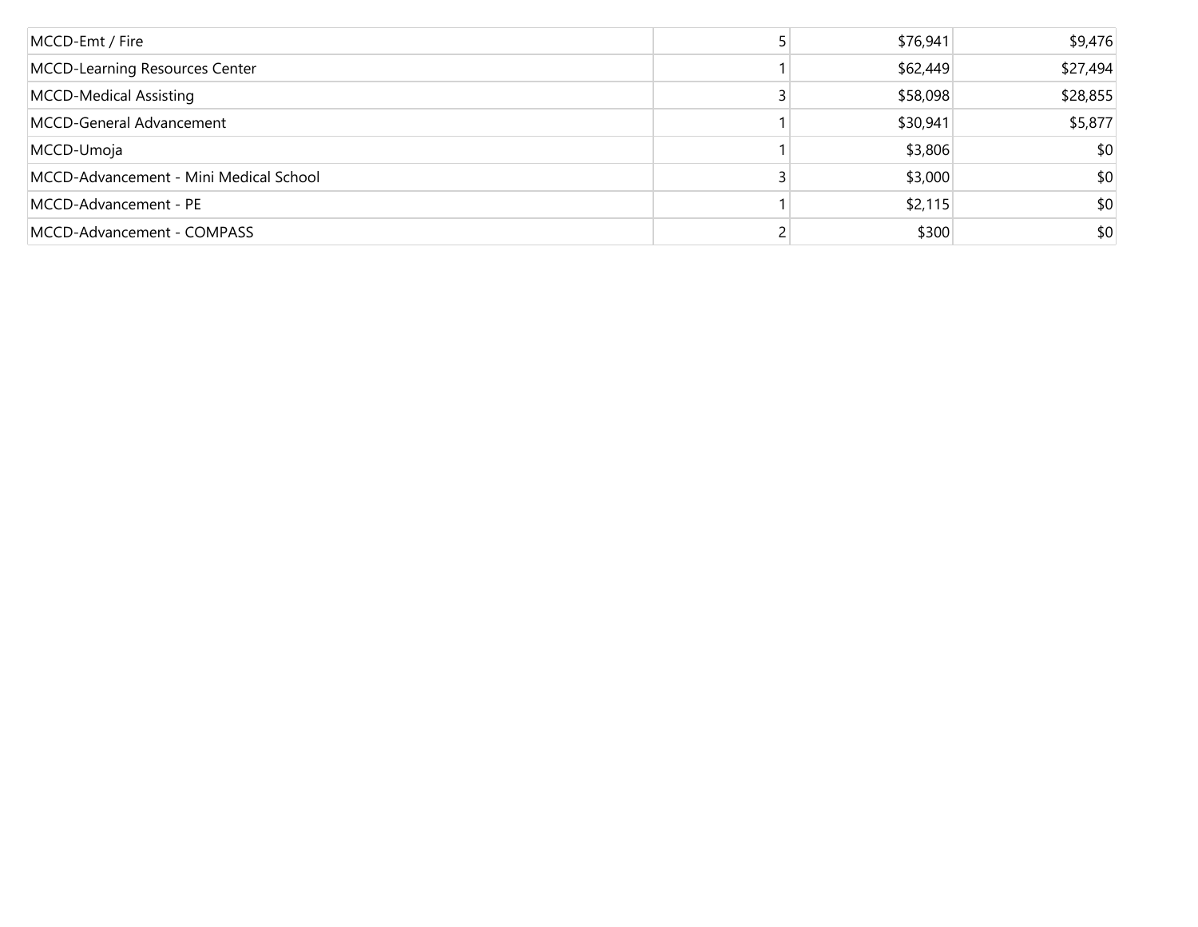| | | | |
|---|---|---|---|
| MCCD-Emt / Fire | 5 | $76,941 | $9,476 |
| MCCD-Learning Resources Center | 1 | $62,449 | $27,494 |
| MCCD-Medical Assisting | 3 | $58,098 | $28,855 |
| MCCD-General Advancement | 1 | $30,941 | $5,877 |
| MCCD-Umoja | 1 | $3,806 | $0 |
| MCCD-Advancement - Mini Medical School | 3 | $3,000 | $0 |
| MCCD-Advancement - PE | 1 | $2,115 | $0 |
| MCCD-Advancement - COMPASS | 2 | $300 | $0 |